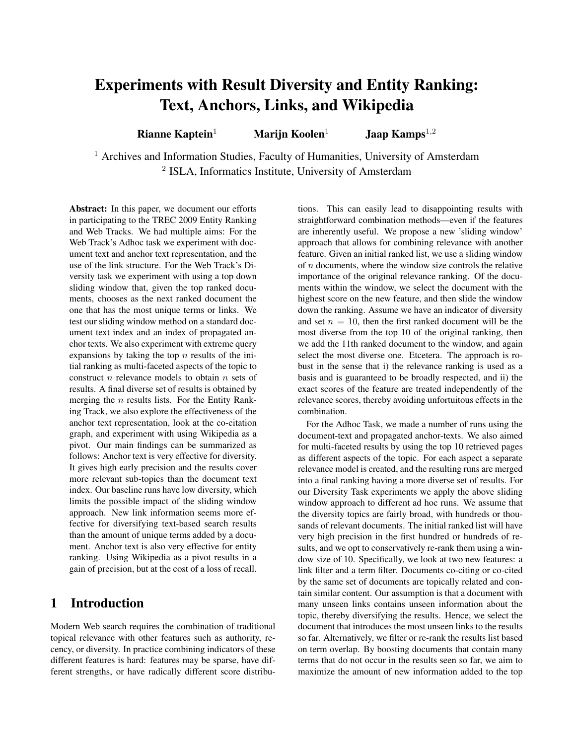# Experiments with Result Diversity and Entity Ranking: Text, Anchors, Links, and Wikipedia

**Rianne Kaptein**[1] **Marijn Koolen**[1] **Jaap Kamps**[1,2]

[1] Archives and Information Studies, Faculty of Humanities, University of Amsterdam
[2] ISLA, Informatics Institute, University of Amsterdam

**Abstract:** In this paper, we document our efforts in participating to the TREC 2009 Entity Ranking and Web Tracks. We had multiple aims: For the Web Track's Adhoc task we experiment with document text and anchor text representation, and the use of the link structure. For the Web Track's Diversity task we experiment with using a top down sliding window that, given the top ranked documents, chooses as the next ranked document the one that has the most unique terms or links. We test our sliding window method on a standard document text index and an index of propagated anchor texts. We also experiment with extreme query expansions by taking the top $n$ results of the initial ranking as multi-faceted aspects of the topic to construct $n$ relevance models to obtain $n$ sets of results. A final diverse set of results is obtained by merging the $n$ results lists. For the Entity Ranking Track, we also explore the effectiveness of the anchor text representation, look at the co-citation graph, and experiment with using Wikipedia as a pivot. Our main findings can be summarized as follows: Anchor text is very effective for diversity. It gives high early precision and the results cover more relevant sub-topics than the document text index. Our baseline runs have low diversity, which limits the possible impact of the sliding window approach. New link information seems more effective for diversifying text-based search results than the amount of unique terms added by a document. Anchor text is also very effective for entity ranking. Using Wikipedia as a pivot results in a gain of precision, but at the cost of a loss of recall.

## 1 Introduction

Modern Web search requires the combination of traditional topical relevance with other features such as authority, recency, or diversity. In practice combining indicators of these different features is hard: features may be sparse, have different strengths, or have radically different score distributions. This can easily lead to disappointing results with straightforward combination methods—even if the features are inherently useful. We propose a new 'sliding window' approach that allows for combining relevance with another feature. Given an initial ranked list, we use a sliding window of $n$ documents, where the window size controls the relative importance of the original relevance ranking. Of the documents within the window, we select the document with the highest score on the new feature, and then slide the window down the ranking. Assume we have an indicator of diversity and set $n = 10$, then the first ranked document will be the most diverse from the top 10 of the original ranking, then we add the 11th ranked document to the window, and again select the most diverse one. Etcetera. The approach is robust in the sense that i) the relevance ranking is used as a basis and is guaranteed to be broadly respected, and ii) the exact scores of the feature are treated independently of the relevance scores, thereby avoiding unfortuitous effects in the combination.

For the Adhoc Task, we made a number of runs using the document-text and propagated anchor-texts. We also aimed for multi-faceted results by using the top 10 retrieved pages as different aspects of the topic. For each aspect a separate relevance model is created, and the resulting runs are merged into a final ranking having a more diverse set of results. For our Diversity Task experiments we apply the above sliding window approach to different ad hoc runs. We assume that the diversity topics are fairly broad, with hundreds or thousands of relevant documents. The initial ranked list will have very high precision in the first hundred or hundreds of results, and we opt to conservatively re-rank them using a window size of 10. Specifically, we look at two new features: a link filter and a term filter. Documents co-citing or co-cited by the same set of documents are topically related and contain similar content. Our assumption is that a document with many unseen links contains unseen information about the topic, thereby diversifying the results. Hence, we select the document that introduces the most unseen links to the results so far. Alternatively, we filter or re-rank the results list based on term overlap. By boosting documents that contain many terms that do not occur in the results seen so far, we aim to maximize the amount of new information added to the top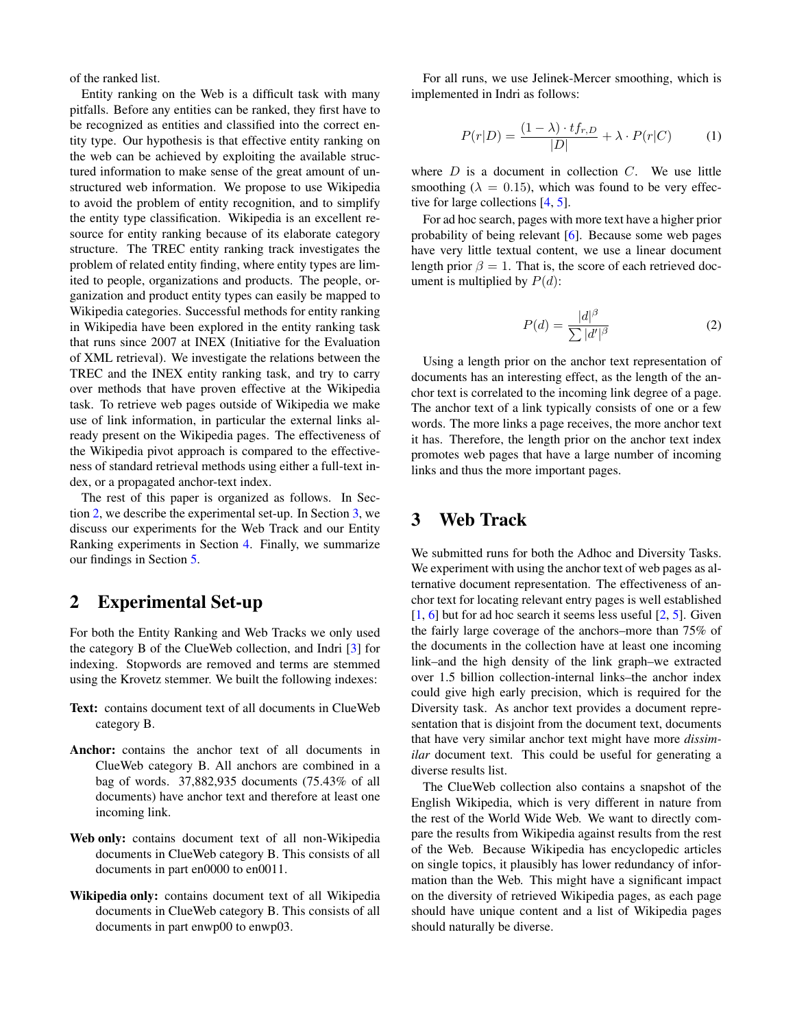of the ranked list.

Entity ranking on the Web is a difficult task with many pitfalls. Before any entities can be ranked, they first have to be recognized as entities and classified into the correct entity type. Our hypothesis is that effective entity ranking on the web can be achieved by exploiting the available structured information to make sense of the great amount of unstructured web information. We propose to use Wikipedia to avoid the problem of entity recognition, and to simplify the entity type classification. Wikipedia is an excellent resource for entity ranking because of its elaborate category structure. The TREC entity ranking track investigates the problem of related entity finding, where entity types are limited to people, organizations and products. The people, organization and product entity types can easily be mapped to Wikipedia categories. Successful methods for entity ranking in Wikipedia have been explored in the entity ranking task that runs since 2007 at INEX (Initiative for the Evaluation of XML retrieval). We investigate the relations between the TREC and the INEX entity ranking task, and try to carry over methods that have proven effective at the Wikipedia task. To retrieve web pages outside of Wikipedia we make use of link information, in particular the external links already present on the Wikipedia pages. The effectiveness of the Wikipedia pivot approach is compared to the effectiveness of standard retrieval methods using either a full-text index, or a propagated anchor-text index.

The rest of this paper is organized as follows. In Section 2, we describe the experimental set-up. In Section 3, we discuss our experiments for the Web Track and our Entity Ranking experiments in Section 4. Finally, we summarize our findings in Section 5.

## 2 Experimental Set-up

For both the Entity Ranking and Web Tracks we only used the category B of the ClueWeb collection, and Indri [3] for indexing. Stopwords are removed and terms are stemmed using the Krovetz stemmer. We built the following indexes:

**Text:** contains document text of all documents in ClueWeb category B.

**Anchor:** contains the anchor text of all documents in ClueWeb category B. All anchors are combined in a bag of words. 37,882,935 documents (75.43% of all documents) have anchor text and therefore at least one incoming link.

**Web only:** contains document text of all non-Wikipedia documents in ClueWeb category B. This consists of all documents in part en0000 to en0011.

**Wikipedia only:** contains document text of all Wikipedia documents in ClueWeb category B. This consists of all documents in part enwp00 to enwp03.

For all runs, we use Jelinek-Mercer smoothing, which is implemented in Indri as follows:

$$P(r|D) = \frac{(1-\lambda) \cdot tf_{r,D}}{|D|} + \lambda \cdot P(r|C) \qquad (1)$$

where $D$ is a document in collection $C$. We use little smoothing ($\lambda = 0.15$), which was found to be very effective for large collections [4, 5].

For ad hoc search, pages with more text have a higher prior probability of being relevant [6]. Because some web pages have very little textual content, we use a linear document length prior $\beta = 1$. That is, the score of each retrieved document is multiplied by $P(d)$:

$$P(d) = \frac{|d|^{\beta}}{\sum |d'|^{\beta}} \qquad (2)$$

Using a length prior on the anchor text representation of documents has an interesting effect, as the length of the anchor text is correlated to the incoming link degree of a page. The anchor text of a link typically consists of one or a few words. The more links a page receives, the more anchor text it has. Therefore, the length prior on the anchor text index promotes web pages that have a large number of incoming links and thus the more important pages.

## 3 Web Track

We submitted runs for both the Adhoc and Diversity Tasks. We experiment with using the anchor text of web pages as alternative document representation. The effectiveness of anchor text for locating relevant entry pages is well established [1, 6] but for ad hoc search it seems less useful [2, 5]. Given the fairly large coverage of the anchors–more than 75% of the documents in the collection have at least one incoming link–and the high density of the link graph–we extracted over 1.5 billion collection-internal links–the anchor index could give high early precision, which is required for the Diversity task. As anchor text provides a document representation that is disjoint from the document text, documents that have very similar anchor text might have more *dissimilar* document text. This could be useful for generating a diverse results list.

The ClueWeb collection also contains a snapshot of the English Wikipedia, which is very different in nature from the rest of the World Wide Web. We want to directly compare the results from Wikipedia against results from the rest of the Web. Because Wikipedia has encyclopedic articles on single topics, it plausibly has lower redundancy of information than the Web. This might have a significant impact on the diversity of retrieved Wikipedia pages, as each page should have unique content and a list of Wikipedia pages should naturally be diverse.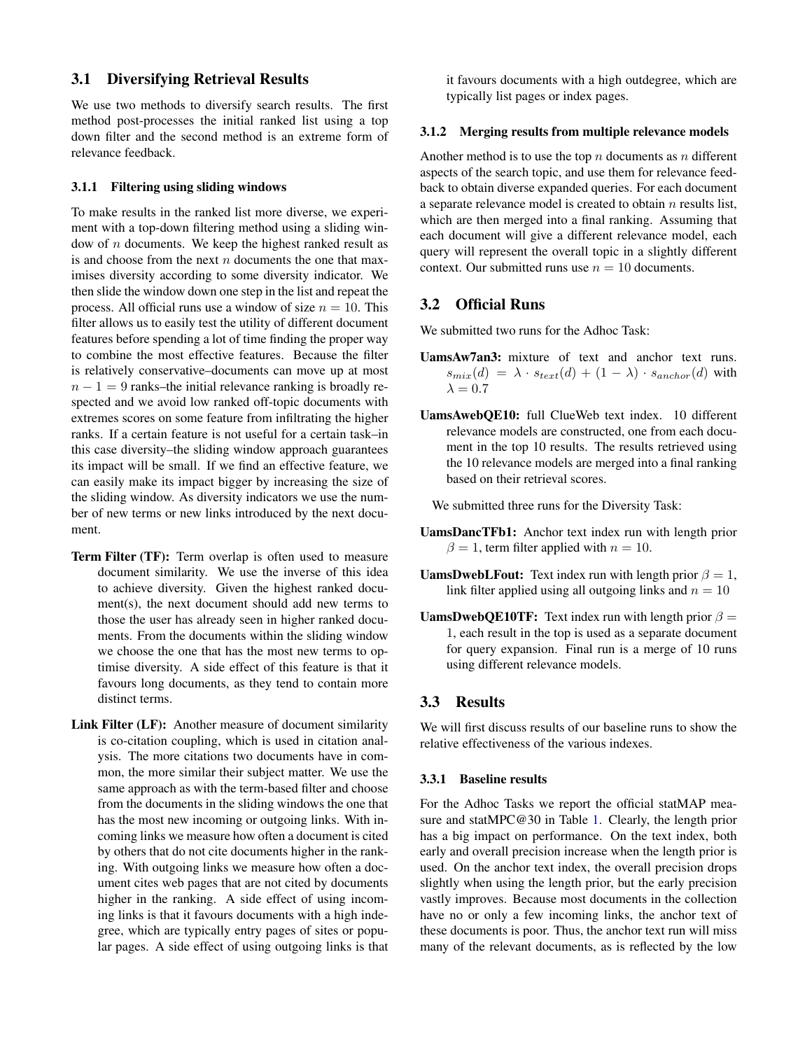## 3.1 Diversifying Retrieval Results

We use two methods to diversify search results. The first method post-processes the initial ranked list using a top down filter and the second method is an extreme form of relevance feedback.

### 3.1.1 Filtering using sliding windows

To make results in the ranked list more diverse, we experiment with a top-down filtering method using a sliding window of $n$ documents. We keep the highest ranked result as is and choose from the next $n$ documents the one that maximises diversity according to some diversity indicator. We then slide the window down one step in the list and repeat the process. All official runs use a window of size $n = 10$. This filter allows us to easily test the utility of different document features before spending a lot of time finding the proper way to combine the most effective features. Because the filter is relatively conservative–documents can move up at most $n - 1 = 9$ ranks–the initial relevance ranking is broadly respected and we avoid low ranked off-topic documents with extremes scores on some feature from infiltrating the higher ranks. If a certain feature is not useful for a certain task–in this case diversity–the sliding window approach guarantees its impact will be small. If we find an effective feature, we can easily make its impact bigger by increasing the size of the sliding window. As diversity indicators we use the number of new terms or new links introduced by the next document.

**Term Filter (TF):** Term overlap is often used to measure document similarity. We use the inverse of this idea to achieve diversity. Given the highest ranked document(s), the next document should add new terms to those the user has already seen in higher ranked documents. From the documents within the sliding window we choose the one that has the most new terms to optimise diversity. A side effect of this feature is that it favours long documents, as they tend to contain more distinct terms.

**Link Filter (LF):** Another measure of document similarity is co-citation coupling, which is used in citation analysis. The more citations two documents have in common, the more similar their subject matter. We use the same approach as with the term-based filter and choose from the documents in the sliding windows the one that has the most new incoming or outgoing links. With incoming links we measure how often a document is cited by others that do not cite documents higher in the ranking. With outgoing links we measure how often a document cites web pages that are not cited by documents higher in the ranking. A side effect of using incoming links is that it favours documents with a high indegree, which are typically entry pages of sites or popular pages. A side effect of using outgoing links is that it favours documents with a high outdegree, which are typically list pages or index pages.

### 3.1.2 Merging results from multiple relevance models

Another method is to use the top $n$ documents as $n$ different aspects of the search topic, and use them for relevance feedback to obtain diverse expanded queries. For each document a separate relevance model is created to obtain $n$ results list, which are then merged into a final ranking. Assuming that each document will give a different relevance model, each query will represent the overall topic in a slightly different context. Our submitted runs use $n = 10$ documents.

## 3.2 Official Runs

We submitted two runs for the Adhoc Task:

**UamsAw7an3:** mixture of text and anchor text runs. $s_{mix}(d) = \lambda \cdot s_{text}(d) + (1 - \lambda) \cdot s_{anchor}(d)$ with $\lambda = 0.7$

**UamsAwebQE10:** full ClueWeb text index. 10 different relevance models are constructed, one from each document in the top 10 results. The results retrieved using the 10 relevance models are merged into a final ranking based on their retrieval scores.

We submitted three runs for the Diversity Task:

**UamsDancTFb1:** Anchor text index run with length prior $\beta = 1$, term filter applied with $n = 10$.

**UamsDwebLFout:** Text index run with length prior $\beta = 1$, link filter applied using all outgoing links and $n = 10$

**UamsDwebQE10TF:** Text index run with length prior $\beta = 1$, each result in the top is used as a separate document for query expansion. Final run is a merge of 10 runs using different relevance models.

## 3.3 Results

We will first discuss results of our baseline runs to show the relative effectiveness of the various indexes.

### 3.3.1 Baseline results

For the Adhoc Tasks we report the official statMAP measure and statMPC@30 in Table 1. Clearly, the length prior has a big impact on performance. On the text index, both early and overall precision increase when the length prior is used. On the anchor text index, the overall precision drops slightly when using the length prior, but the early precision vastly improves. Because most documents in the collection have no or only a few incoming links, the anchor text of these documents is poor. Thus, the anchor text run will miss many of the relevant documents, as is reflected by the low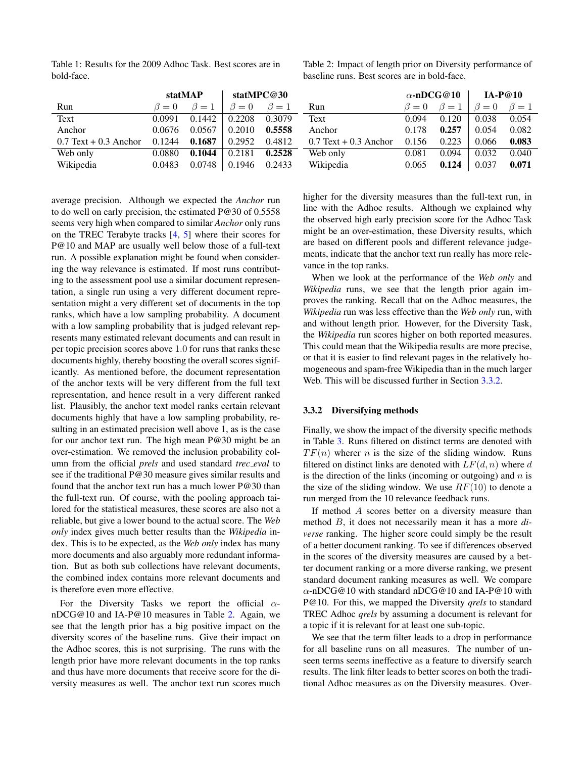Table 1: Results for the 2009 Adhoc Task. Best scores are in bold-face.

| | statMAP | | statMPC@30 | |
|---|---|---|---|---|
| Run | $\beta = 0$ | $\beta = 1$ | $\beta = 0$ | $\beta = 1$ |
| Text | 0.0991 | 0.1442 | 0.2208 | 0.3079 |
| Anchor | 0.0676 | 0.0567 | 0.2010 | **0.5558** |
| 0.7 Text + 0.3 Anchor | 0.1244 | **0.1687** | 0.2952 | 0.4812 |
| Web only | 0.0880 | **0.1044** | 0.2181 | **0.2528** |
| Wikipedia | 0.0483 | 0.0748 | 0.1946 | 0.2433 |

Table 2: Impact of length prior on Diversity performance of baseline runs. Best scores are in bold-face.

| | $\alpha$-nDCG@10 | | IA-P@10 | |
|---|---|---|---|---|
| Run | $\beta = 0$ | $\beta = 1$ | $\beta = 0$ | $\beta = 1$ |
| Text | 0.094 | 0.120 | 0.038 | 0.054 |
| Anchor | 0.178 | **0.257** | 0.054 | 0.082 |
| 0.7 Text + 0.3 Anchor | 0.156 | 0.223 | 0.066 | **0.083** |
| Web only | 0.081 | 0.094 | 0.032 | 0.040 |
| Wikipedia | 0.065 | **0.124** | 0.037 | **0.071** |

average precision. Although we expected the *Anchor* run to do well on early precision, the estimated P@30 of 0.5558 seems very high when compared to similar *Anchor* only runs on the TREC Terabyte tracks [4, 5] where their scores for P@10 and MAP are usually well below those of a full-text run. A possible explanation might be found when considering the way relevance is estimated. If most runs contributing to the assessment pool use a similar document representation, a single run using a very different document representation might a very different set of documents in the top ranks, which have a low sampling probability. A document with a low sampling probability that is judged relevant represents many estimated relevant documents and can result in per topic precision scores above 1.0 for runs that ranks these documents highly, thereby boosting the overall scores significantly. As mentioned before, the document representation of the anchor texts will be very different from the full text representation, and hence result in a very different ranked list. Plausibly, the anchor text model ranks certain relevant documents highly that have a low sampling probability, resulting in an estimated precision well above 1, as is the case for our anchor text run. The high mean P@30 might be an over-estimation. We removed the inclusion probability column from the official *prels* and used standard *trec_eval* to see if the traditional P@30 measure gives similar results and found that the anchor text run has a much lower P@30 than the full-text run. Of course, with the pooling approach tailored for the statistical measures, these scores are also not a reliable, but give a lower bound to the actual score. The *Web only* index gives much better results than the *Wikipedia* index. This is to be expected, as the *Web only* index has many more documents and also arguably more redundant information. But as both sub collections have relevant documents, the combined index contains more relevant documents and is therefore even more effective.

For the Diversity Tasks we report the official $\alpha$-nDCG@10 and IA-P@10 measures in Table 2. Again, we see that the length prior has a big positive impact on the diversity scores of the baseline runs. Give their impact on the Adhoc scores, this is not surprising. The runs with the length prior have more relevant documents in the top ranks and thus have more documents that receive score for the diversity measures as well. The anchor text run scores much higher for the diversity measures than the full-text run, in line with the Adhoc results. Although we explained why the observed high early precision score for the Adhoc Task might be an over-estimation, these Diversity results, which are based on different pools and different relevance judgements, indicate that the anchor text run really has more relevance in the top ranks.

When we look at the performance of the *Web only* and *Wikipedia* runs, we see that the length prior again improves the ranking. Recall that on the Adhoc measures, the *Wikipedia* run was less effective than the *Web only* run, with and without length prior. However, for the Diversity Task, the *Wikipedia* run scores higher on both reported measures. This could mean that the Wikipedia results are more precise, or that it is easier to find relevant pages in the relatively homogeneous and spam-free Wikipedia than in the much larger Web. This will be discussed further in Section 3.3.2.

### 3.3.2 Diversifying methods

Finally, we show the impact of the diversity specific methods in Table 3. Runs filtered on distinct terms are denoted with $TF(n)$ wherer $n$ is the size of the sliding window. Runs filtered on distinct links are denoted with $LF(d, n)$ where $d$ is the direction of the links (incoming or outgoing) and $n$ is the size of the sliding window. We use $RF(10)$ to denote a run merged from the 10 relevance feedback runs.

If method $A$ scores better on a diversity measure than method $B$, it does not necessarily mean it has a more *diverse* ranking. The higher score could simply be the result of a better document ranking. To see if differences observed in the scores of the diversity measures are caused by a better document ranking or a more diverse ranking, we present standard document ranking measures as well. We compare $\alpha$-nDCG@10 with standard nDCG@10 and IA-P@10 with P@10. For this, we mapped the Diversity *qrels* to standard TREC Adhoc *qrels* by assuming a document is relevant for a topic if it is relevant for at least one sub-topic.

We see that the term filter leads to a drop in performance for all baseline runs on all measures. The number of unseen terms seems ineffective as a feature to diversify search results. The link filter leads to better scores on both the traditional Adhoc measures as on the Diversity measures. Over-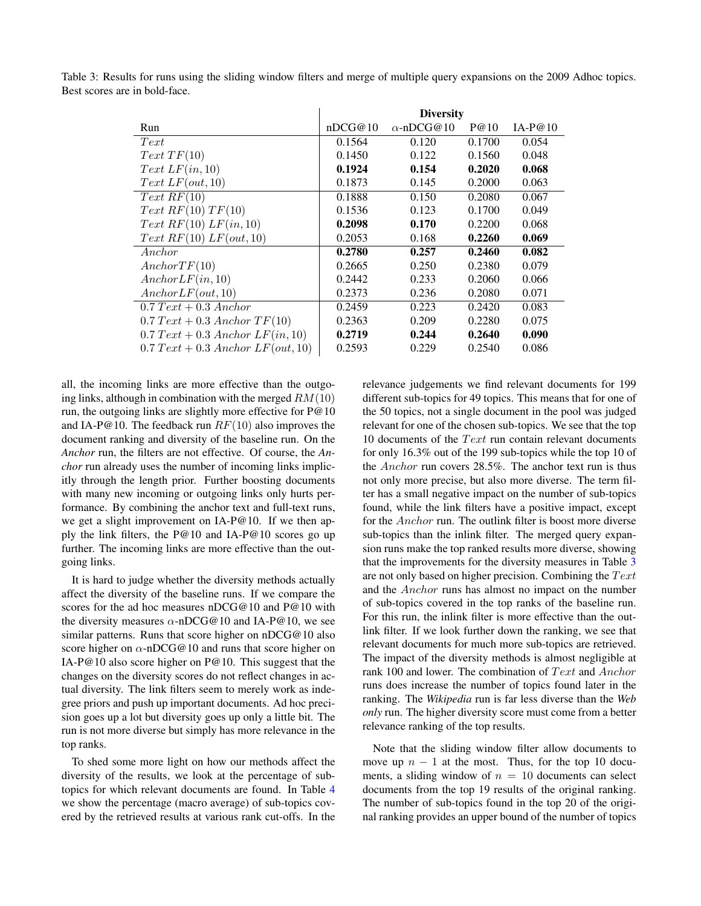Table 3: Results for runs using the sliding window filters and merge of multiple query expansions on the 2009 Adhoc topics. Best scores are in bold-face.

| | Diversity | | | |
|---|---|---|---|---|
| Run | nDCG@10 | $\alpha$-nDCG@10 | P@10 | IA-P@10 |
| $Text$ | 0.1564 | 0.120 | 0.1700 | 0.054 |
| $Text\ TF(10)$ | 0.1450 | 0.122 | 0.1560 | 0.048 |
| $Text\ LF(in, 10)$ | **0.1924** | **0.154** | **0.2020** | **0.068** |
| $Text\ LF(out, 10)$ | 0.1873 | 0.145 | 0.2000 | 0.063 |
| $Text\ RF(10)$ | 0.1888 | 0.150 | 0.2080 | 0.067 |
| $Text\ RF(10)\ TF(10)$ | 0.1536 | 0.123 | 0.1700 | 0.049 |
| $Text\ RF(10)\ LF(in, 10)$ | **0.2098** | **0.170** | 0.2200 | 0.068 |
| $Text\ RF(10)\ LF(out, 10)$ | 0.2053 | 0.168 | **0.2260** | **0.069** |
| $Anchor$ | **0.2780** | **0.257** | **0.2460** | **0.082** |
| $AnchorTF(10)$ | 0.2665 | 0.250 | 0.2380 | 0.079 |
| $AnchorLF(in, 10)$ | 0.2442 | 0.233 | 0.2060 | 0.066 |
| $AnchorLF(out, 10)$ | 0.2373 | 0.236 | 0.2080 | 0.071 |
| $0.7\ Text + 0.3\ Anchor$ | 0.2459 | 0.223 | 0.2420 | 0.083 |
| $0.7\ Text + 0.3\ Anchor\ TF(10)$ | 0.2363 | 0.209 | 0.2280 | 0.075 |
| $0.7\ Text + 0.3\ Anchor\ LF(in, 10)$ | **0.2719** | **0.244** | **0.2640** | **0.090** |
| $0.7\ Text + 0.3\ Anchor\ LF(out, 10)$ | 0.2593 | 0.229 | 0.2540 | 0.086 |

all, the incoming links are more effective than the outgoing links, although in combination with the merged $RM(10)$ run, the outgoing links are slightly more effective for P@10 and IA-P@10. The feedback run $RF(10)$ also improves the document ranking and diversity of the baseline run. On the *Anchor* run, the filters are not effective. Of course, the *Anchor* run already uses the number of incoming links implicitly through the length prior. Further boosting documents with many new incoming or outgoing links only hurts performance. By combining the anchor text and full-text runs, we get a slight improvement on IA-P@10. If we then apply the link filters, the P@10 and IA-P@10 scores go up further. The incoming links are more effective than the outgoing links.

It is hard to judge whether the diversity methods actually affect the diversity of the baseline runs. If we compare the scores for the ad hoc measures nDCG@10 and P@10 with the diversity measures $\alpha$-nDCG@10 and IA-P@10, we see similar patterns. Runs that score higher on nDCG@10 also score higher on $\alpha$-nDCG@10 and runs that score higher on IA-P@10 also score higher on P@10. This suggest that the changes on the diversity scores do not reflect changes in actual diversity. The link filters seem to merely work as indegree priors and push up important documents. Ad hoc precision goes up a lot but diversity goes up only a little bit. The run is not more diverse but simply has more relevance in the top ranks.

To shed some more light on how our methods affect the diversity of the results, we look at the percentage of subtopics for which relevant documents are found. In Table 4 we show the percentage (macro average) of sub-topics covered by the retrieved results at various rank cut-offs. In the relevance judgements we find relevant documents for 199 different sub-topics for 49 topics. This means that for one of the 50 topics, not a single document in the pool was judged relevant for one of the chosen sub-topics. We see that the top 10 documents of the $Text$ run contain relevant documents for only 16.3% out of the 199 sub-topics while the top 10 of the $Anchor$ run covers 28.5%. The anchor text run is thus not only more precise, but also more diverse. The term filter has a small negative impact on the number of sub-topics found, while the link filters have a positive impact, except for the $Anchor$ run. The outlink filter is boost more diverse sub-topics than the inlink filter. The merged query expansion runs make the top ranked results more diverse, showing that the improvements for the diversity measures in Table 3 are not only based on higher precision. Combining the $Text$ and the $Anchor$ runs has almost no impact on the number of sub-topics covered in the top ranks of the baseline run. For this run, the inlink filter is more effective than the outlink filter. If we look further down the ranking, we see that relevant documents for much more sub-topics are retrieved. The impact of the diversity methods is almost negligible at rank 100 and lower. The combination of $Text$ and $Anchor$ runs does increase the number of topics found later in the ranking. The *Wikipedia* run is far less diverse than the *Web only* run. The higher diversity score must come from a better relevance ranking of the top results.

Note that the sliding window filter allow documents to move up $n - 1$ at the most. Thus, for the top 10 documents, a sliding window of $n = 10$ documents can select documents from the top 19 results of the original ranking. The number of sub-topics found in the top 20 of the original ranking provides an upper bound of the number of topics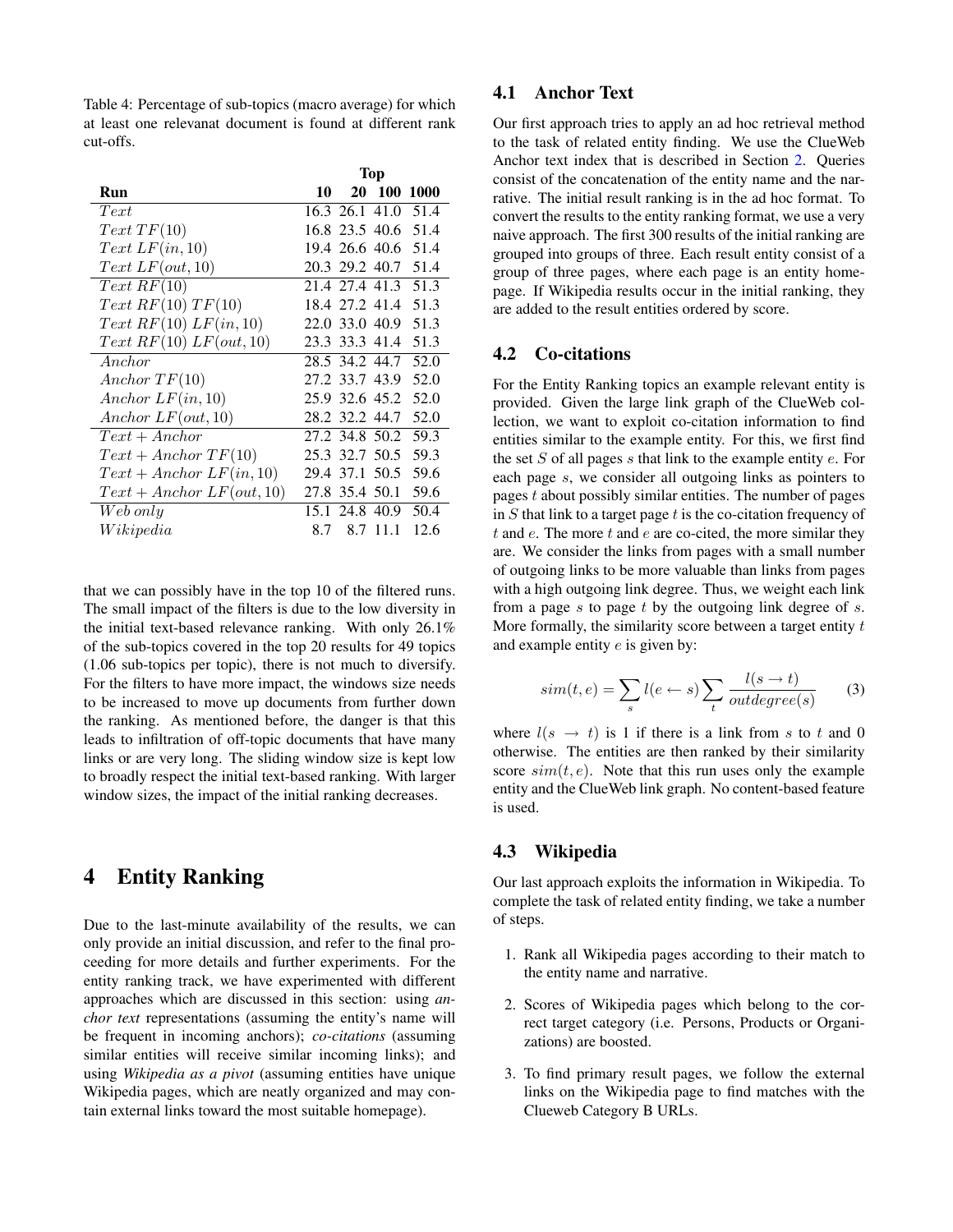Table 4: Percentage of sub-topics (macro average) for which at least one relevanat document is found at different rank cut-offs.

| | Top | | | |
|---|---|---|---|---|
| **Run** | **10** | **20** | **100** | **1000** |
| $Text$ | 16.3 | 26.1 | 41.0 | 51.4 |
| $Text\ TF(10)$ | 16.8 | 23.5 | 40.6 | 51.4 |
| $Text\ LF(in, 10)$ | 19.4 | 26.6 | 40.6 | 51.4 |
| $Text\ LF(out, 10)$ | 20.3 | 29.2 | 40.7 | 51.4 |
| $Text\ RF(10)$ | 21.4 | 27.4 | 41.3 | 51.3 |
| $Text\ RF(10)\ TF(10)$ | 18.4 | 27.2 | 41.4 | 51.3 |
| $Text\ RF(10)\ LF(in, 10)$ | 22.0 | 33.0 | 40.9 | 51.3 |
| $Text\ RF(10)\ LF(out, 10)$ | 23.3 | 33.3 | 41.4 | 51.3 |
| $Anchor$ | 28.5 | 34.2 | 44.7 | 52.0 |
| $Anchor\ TF(10)$ | 27.2 | 33.7 | 43.9 | 52.0 |
| $Anchor\ LF(in, 10)$ | 25.9 | 32.6 | 45.2 | 52.0 |
| $Anchor\ LF(out, 10)$ | 28.2 | 32.2 | 44.7 | 52.0 |
| $Text + Anchor$ | 27.2 | 34.8 | 50.2 | 59.3 |
| $Text + Anchor\ TF(10)$ | 25.3 | 32.7 | 50.5 | 59.3 |
| $Text + Anchor\ LF(in, 10)$ | 29.4 | 37.1 | 50.5 | 59.6 |
| $Text + Anchor\ LF(out, 10)$ | 27.8 | 35.4 | 50.1 | 59.6 |
| $Web\ only$ | 15.1 | 24.8 | 40.9 | 50.4 |
| $Wikipedia$ | 8.7 | 8.7 | 11.1 | 12.6 |

that we can possibly have in the top 10 of the filtered runs. The small impact of the filters is due to the low diversity in the initial text-based relevance ranking. With only 26.1% of the sub-topics covered in the top 20 results for 49 topics (1.06 sub-topics per topic), there is not much to diversify. For the filters to have more impact, the windows size needs to be increased to move up documents from further down the ranking. As mentioned before, the danger is that this leads to infiltration of off-topic documents that have many links or are very long. The sliding window size is kept low to broadly respect the initial text-based ranking. With larger window sizes, the impact of the initial ranking decreases.

# 4 Entity Ranking

Due to the last-minute availability of the results, we can only provide an initial discussion, and refer to the final proceeding for more details and further experiments. For the entity ranking track, we have experimented with different approaches which are discussed in this section: using *anchor text* representations (assuming the entity's name will be frequent in incoming anchors); *co-citations* (assuming similar entities will receive similar incoming links); and using *Wikipedia as a pivot* (assuming entities have unique Wikipedia pages, which are neatly organized and may contain external links toward the most suitable homepage).

## 4.1 Anchor Text

Our first approach tries to apply an ad hoc retrieval method to the task of related entity finding. We use the ClueWeb Anchor text index that is described in Section 2. Queries consist of the concatenation of the entity name and the narrative. The initial result ranking is in the ad hoc format. To convert the results to the entity ranking format, we use a very naive approach. The first 300 results of the initial ranking are grouped into groups of three. Each result entity consist of a group of three pages, where each page is an entity homepage. If Wikipedia results occur in the initial ranking, they are added to the result entities ordered by score.

## 4.2 Co-citations

For the Entity Ranking topics an example relevant entity is provided. Given the large link graph of the ClueWeb collection, we want to exploit co-citation information to find entities similar to the example entity. For this, we first find the set $S$ of all pages $s$ that link to the example entity $e$. For each page $s$, we consider all outgoing links as pointers to pages $t$ about possibly similar entities. The number of pages in $S$ that link to a target page $t$ is the co-citation frequency of $t$ and $e$. The more $t$ and $e$ are co-cited, the more similar they are. We consider the links from pages with a small number of outgoing links to be more valuable than links from pages with a high outgoing link degree. Thus, we weight each link from a page $s$ to page $t$ by the outgoing link degree of $s$. More formally, the similarity score between a target entity $t$ and example entity $e$ is given by:

$$sim(t, e) = \sum_{s} l(e \leftarrow s) \sum_{t} \frac{l(s \rightarrow t)}{outdegree(s)} \tag{3}$$

where $l(s \rightarrow t)$ is 1 if there is a link from $s$ to $t$ and 0 otherwise. The entities are then ranked by their similarity score $sim(t, e)$. Note that this run uses only the example entity and the ClueWeb link graph. No content-based feature is used.

## 4.3 Wikipedia

Our last approach exploits the information in Wikipedia. To complete the task of related entity finding, we take a number of steps.

1. Rank all Wikipedia pages according to their match to the entity name and narrative.
2. Scores of Wikipedia pages which belong to the correct target category (i.e. Persons, Products or Organizations) are boosted.
3. To find primary result pages, we follow the external links on the Wikipedia page to find matches with the Clueweb Category B URLs.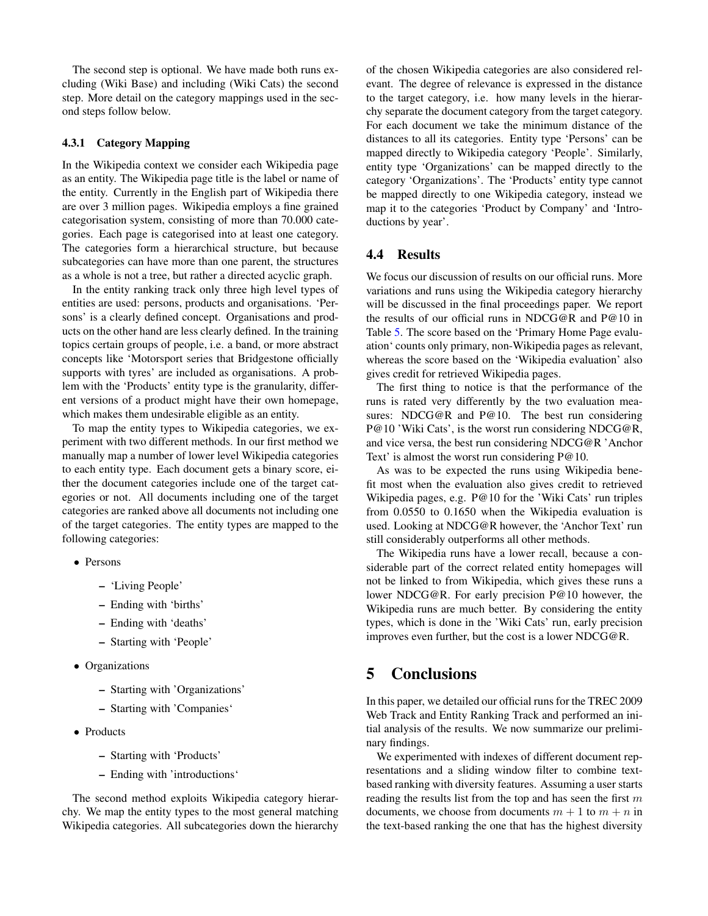The second step is optional. We have made both runs excluding (Wiki Base) and including (Wiki Cats) the second step. More detail on the category mappings used in the second steps follow below.

#### 4.3.1 Category Mapping

In the Wikipedia context we consider each Wikipedia page as an entity. The Wikipedia page title is the label or name of the entity. Currently in the English part of Wikipedia there are over 3 million pages. Wikipedia employs a fine grained categorisation system, consisting of more than 70.000 categories. Each page is categorised into at least one category. The categories form a hierarchical structure, but because subcategories can have more than one parent, the structures as a whole is not a tree, but rather a directed acyclic graph.

In the entity ranking track only three high level types of entities are used: persons, products and organisations. 'Persons' is a clearly defined concept. Organisations and products on the other hand are less clearly defined. In the training topics certain groups of people, i.e. a band, or more abstract concepts like 'Motorsport series that Bridgestone officially supports with tyres' are included as organisations. A problem with the 'Products' entity type is the granularity, different versions of a product might have their own homepage, which makes them undesirable eligible as an entity.

To map the entity types to Wikipedia categories, we experiment with two different methods. In our first method we manually map a number of lower level Wikipedia categories to each entity type. Each document gets a binary score, either the document categories include one of the target categories or not. All documents including one of the target categories are ranked above all documents not including one of the target categories. The entity types are mapped to the following categories:

- Persons
  - 'Living People'
  - Ending with 'births'
  - Ending with 'deaths'
  - Starting with 'People'
- Organizations
  - Starting with 'Organizations'
  - Starting with 'Companies'
- Products
  - Starting with 'Products'
  - Ending with 'introductions'

The second method exploits Wikipedia category hierarchy. We map the entity types to the most general matching Wikipedia categories. All subcategories down the hierarchy of the chosen Wikipedia categories are also considered relevant. The degree of relevance is expressed in the distance to the target category, i.e. how many levels in the hierarchy separate the document category from the target category. For each document we take the minimum distance of the distances to all its categories. Entity type 'Persons' can be mapped directly to Wikipedia category 'People'. Similarly, entity type 'Organizations' can be mapped directly to the category 'Organizations'. The 'Products' entity type cannot be mapped directly to one Wikipedia category, instead we map it to the categories 'Product by Company' and 'Introductions by year'.

### 4.4 Results

We focus our discussion of results on our official runs. More variations and runs using the Wikipedia category hierarchy will be discussed in the final proceedings paper. We report the results of our official runs in NDCG@R and P@10 in Table 5. The score based on the 'Primary Home Page evaluation' counts only primary, non-Wikipedia pages as relevant, whereas the score based on the 'Wikipedia evaluation' also gives credit for retrieved Wikipedia pages.

The first thing to notice is that the performance of the runs is rated very differently by the two evaluation measures: NDCG@R and P@10. The best run considering P@10 'Wiki Cats', is the worst run considering NDCG@R, and vice versa, the best run considering NDCG@R 'Anchor Text' is almost the worst run considering P@10.

As was to be expected the runs using Wikipedia benefit most when the evaluation also gives credit to retrieved Wikipedia pages, e.g. P@10 for the 'Wiki Cats' run triples from 0.0550 to 0.1650 when the Wikipedia evaluation is used. Looking at NDCG@R however, the 'Anchor Text' run still considerably outperforms all other methods.

The Wikipedia runs have a lower recall, because a considerable part of the correct related entity homepages will not be linked to from Wikipedia, which gives these runs a lower NDCG@R. For early precision P@10 however, the Wikipedia runs are much better. By considering the entity types, which is done in the 'Wiki Cats' run, early precision improves even further, but the cost is a lower NDCG@R.

## 5 Conclusions

In this paper, we detailed our official runs for the TREC 2009 Web Track and Entity Ranking Track and performed an initial analysis of the results. We now summarize our preliminary findings.

We experimented with indexes of different document representations and a sliding window filter to combine text-based ranking with diversity features. Assuming a user starts reading the results list from the top and has seen the first $m$ documents, we choose from documents $m+1$ to $m+n$ in the text-based ranking the one that has the highest diversity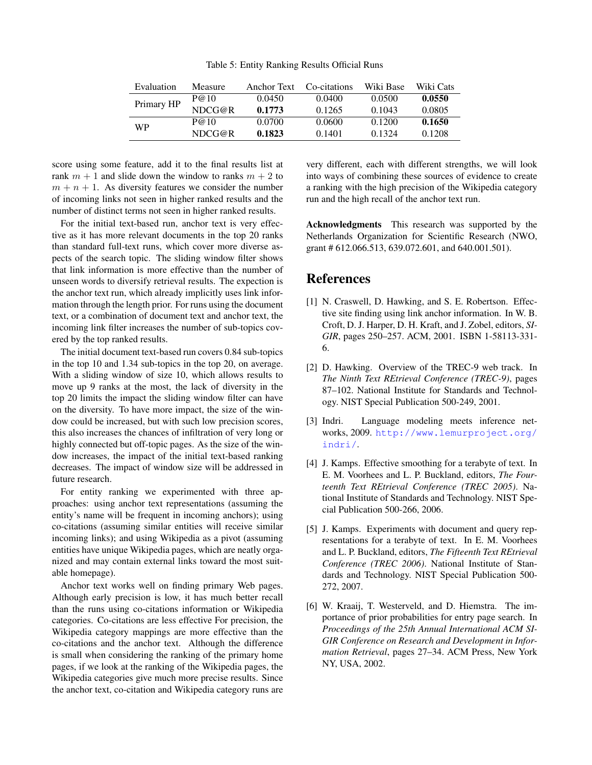Table 5: Entity Ranking Results Official Runs

| Evaluation | Measure | Anchor Text | Co-citations | Wiki Base | Wiki Cats |
|---|---|---|---|---|---|
| Primary HP | P@10 | 0.0450 | 0.0400 | 0.0500 | **0.0550** |
| | NDCG@R | **0.1773** | 0.1265 | 0.1043 | 0.0805 |
| WP | P@10 | 0.0700 | 0.0600 | 0.1200 | **0.1650** |
| | NDCG@R | **0.1823** | 0.1401 | 0.1324 | 0.1208 |

score using some feature, add it to the final results list at rank $m + 1$ and slide down the window to ranks $m + 2$ to $m + n + 1$. As diversity features we consider the number of incoming links not seen in higher ranked results and the number of distinct terms not seen in higher ranked results.

For the initial text-based run, anchor text is very effective as it has more relevant documents in the top 20 ranks than standard full-text runs, which cover more diverse aspects of the search topic. The sliding window filter shows that link information is more effective than the number of unseen words to diversify retrieval results. The expection is the anchor text run, which already implicitly uses link information through the length prior. For runs using the document text, or a combination of document text and anchor text, the incoming link filter increases the number of sub-topics covered by the top ranked results.

The initial document text-based run covers 0.84 sub-topics in the top 10 and 1.34 sub-topics in the top 20, on average. With a sliding window of size 10, which allows results to move up 9 ranks at the most, the lack of diversity in the top 20 limits the impact the sliding window filter can have on the diversity. To have more impact, the size of the window could be increased, but with such low precision scores, this also increases the chances of infiltration of very long or highly connected but off-topic pages. As the size of the window increases, the impact of the initial text-based ranking decreases. The impact of window size will be addressed in future research.

For entity ranking we experimented with three approaches: using anchor text representations (assuming the entity's name will be frequent in incoming anchors); using co-citations (assuming similar entities will receive similar incoming links); and using Wikipedia as a pivot (assuming entities have unique Wikipedia pages, which are neatly organized and may contain external links toward the most suitable homepage).

Anchor text works well on finding primary Web pages. Although early precision is low, it has much better recall than the runs using co-citations information or Wikipedia categories. Co-citations are less effective For precision, the Wikipedia category mappings are more effective than the co-citations and the anchor text. Although the difference is small when considering the ranking of the primary home pages, if we look at the ranking of the Wikipedia pages, the Wikipedia categories give much more precise results. Since the anchor text, co-citation and Wikipedia category runs are very different, each with different strengths, we will look into ways of combining these sources of evidence to create a ranking with the high precision of the Wikipedia category run and the high recall of the anchor text run.

**Acknowledgments** This research was supported by the Netherlands Organization for Scientific Research (NWO, grant # 612.066.513, 639.072.601, and 640.001.501).

## References

[1] N. Craswell, D. Hawking, and S. E. Robertson. Effective site finding using link anchor information. In W. B. Croft, D. J. Harper, D. H. Kraft, and J. Zobel, editors, *SIGIR*, pages 250–257. ACM, 2001. ISBN 1-58113-331-6.

[2] D. Hawking. Overview of the TREC-9 web track. In *The Ninth Text REtrieval Conference (TREC-9)*, pages 87–102. National Institute for Standards and Technology. NIST Special Publication 500-249, 2001.

[3] Indri. Language modeling meets inference networks, 2009. http://www.lemurproject.org/indri/.

[4] J. Kamps. Effective smoothing for a terabyte of text. In E. M. Voorhees and L. P. Buckland, editors, *The Fourteenth Text REtrieval Conference (TREC 2005)*. National Institute of Standards and Technology. NIST Special Publication 500-266, 2006.

[5] J. Kamps. Experiments with document and query representations for a terabyte of text. In E. M. Voorhees and L. P. Buckland, editors, *The Fifteenth Text REtrieval Conference (TREC 2006)*. National Institute of Standards and Technology. NIST Special Publication 500-272, 2007.

[6] W. Kraaij, T. Westerveld, and D. Hiemstra. The importance of prior probabilities for entry page search. In *Proceedings of the 25th Annual International ACM SIGIR Conference on Research and Development in Information Retrieval*, pages 27–34. ACM Press, New York NY, USA, 2002.